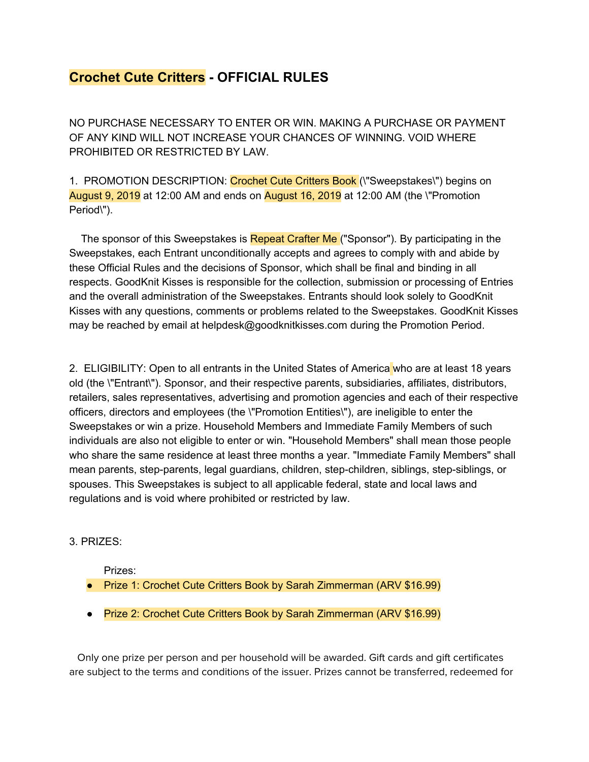# Crochet Cute Critters - OFFICIAL RULES

NO PURCHASE NECESSARY TO ENTER OR WIN. MAKING A PURCHASE OR PAYMENT OF ANY KIND WILL NOT INCREASE YOUR CHANCES OF WINNING. VOID WHERE PROHIBITED OR RESTRICTED BY LAW.

1. PROMOTION DESCRIPTION: Crochet Cute Critters Book (\"Sweepstakes\") begins on August 9, 2019 at 12:00 AM and ends on August 16, 2019 at 12:00 AM (the \"Promotion Period\").

The sponsor of this Sweepstakes is Repeat Crafter Me ("Sponsor"). By participating in the Sweepstakes, each Entrant unconditionally accepts and agrees to comply with and abide by these Official Rules and the decisions of Sponsor, which shall be final and binding in all respects. GoodKnit Kisses is responsible for the collection, submission or processing of Entries and the overall administration of the Sweepstakes. Entrants should look solely to GoodKnit Kisses with any questions, comments or problems related to the Sweepstakes. GoodKnit Kisses may be reached by email at helpdesk@goodknitkisses.com during the Promotion Period.

2. ELIGIBILITY: Open to all entrants in the United States of America who are at least 18 years old (the \"Entrant\"). Sponsor, and their respective parents, subsidiaries, affiliates, distributors, retailers, sales representatives, advertising and promotion agencies and each of their respective officers, directors and employees (the \"Promotion Entities\"), are ineligible to enter the Sweepstakes or win a prize. Household Members and Immediate Family Members of such individuals are also not eligible to enter or win. "Household Members" shall mean those people who share the same residence at least three months a year. "Immediate Family Members" shall mean parents, step-parents, legal guardians, children, step-children, siblings, step-siblings, or spouses. This Sweepstakes is subject to all applicable federal, state and local laws and regulations and is void where prohibited or restricted by law.

3. PRIZES:

Prizes:

- Prize 1: Crochet Cute Critters Book by Sarah Zimmerman (ARV $16.99)
- Prize 2: Crochet Cute Critters Book by Sarah Zimmerman (ARV $16.99)

Only one prize per person and per household will be awarded. Gift cards and gift certificates are subject to the terms and conditions of the issuer. Prizes cannot be transferred, redeemed for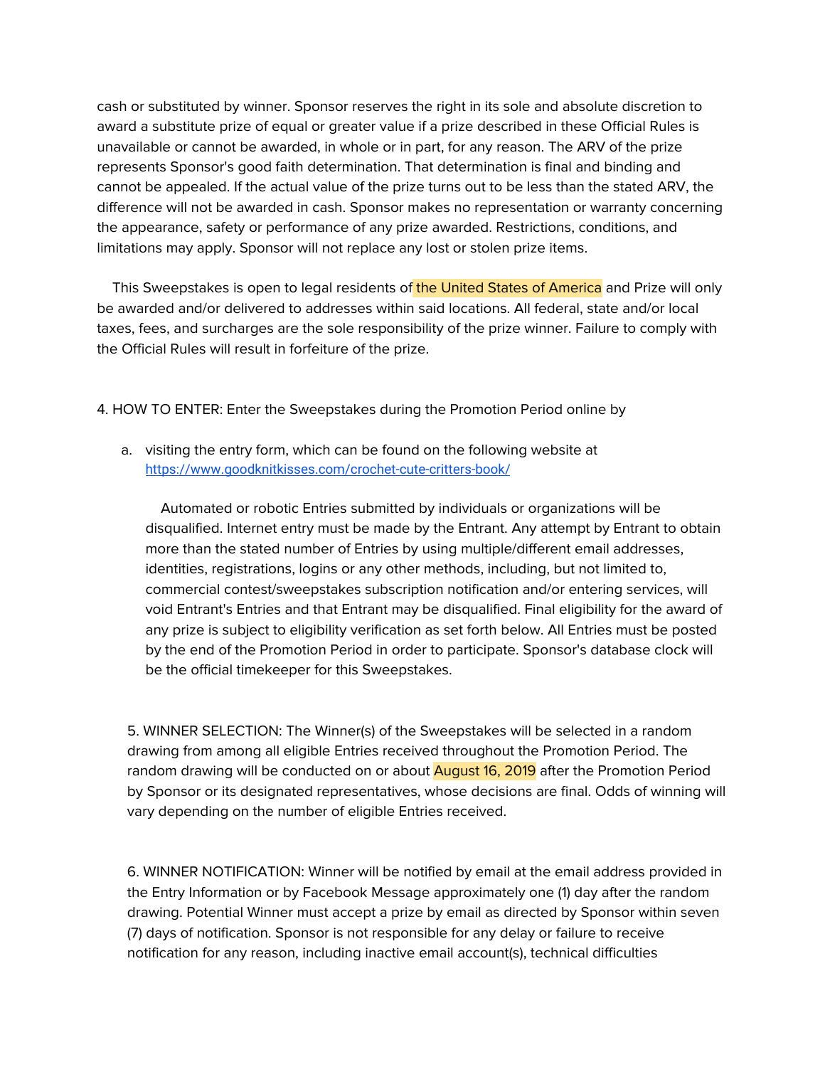cash or substituted by winner. Sponsor reserves the right in its sole and absolute discretion to award a substitute prize of equal or greater value if a prize described in these Official Rules is unavailable or cannot be awarded, in whole or in part, for any reason. The ARV of the prize represents Sponsor's good faith determination. That determination is final and binding and cannot be appealed. If the actual value of the prize turns out to be less than the stated ARV, the difference will not be awarded in cash. Sponsor makes no representation or warranty concerning the appearance, safety or performance of any prize awarded. Restrictions, conditions, and limitations may apply. Sponsor will not replace any lost or stolen prize items.

This Sweepstakes is open to legal residents of the United States of America and Prize will only be awarded and/or delivered to addresses within said locations. All federal, state and/or local taxes, fees, and surcharges are the sole responsibility of the prize winner. Failure to comply with the Official Rules will result in forfeiture of the prize.

4. HOW TO ENTER: Enter the Sweepstakes during the Promotion Period online by

a. visiting the entry form, which can be found on the following website at [https://www.goodknitkisses.com/crochet-cute-critters-book/](https://www.goodknitkisses.com/crochet-cute-critters-book/)

Automated or robotic Entries submitted by individuals or organizations will be disqualified. Internet entry must be made by the Entrant. Any attempt by Entrant to obtain more than the stated number of Entries by using multiple/different email addresses, identities, registrations, logins or any other methods, including, but not limited to, commercial contest/sweepstakes subscription notification and/or entering services, will void Entrant's Entries and that Entrant may be disqualified. Final eligibility for the award of any prize is subject to eligibility verification as set forth below. All Entries must be posted by the end of the Promotion Period in order to participate. Sponsor's database clock will be the official timekeeper for this Sweepstakes.

5. WINNER SELECTION: The Winner(s) of the Sweepstakes will be selected in a random drawing from among all eligible Entries received throughout the Promotion Period. The random drawing will be conducted on or about August 16, 2019 after the Promotion Period by Sponsor or its designated representatives, whose decisions are final. Odds of winning will vary depending on the number of eligible Entries received.

6. WINNER NOTIFICATION: Winner will be notified by email at the email address provided in the Entry Information or by Facebook Message approximately one (1) day after the random drawing. Potential Winner must accept a prize by email as directed by Sponsor within seven (7) days of notification. Sponsor is not responsible for any delay or failure to receive notification for any reason, including inactive email account(s), technical difficulties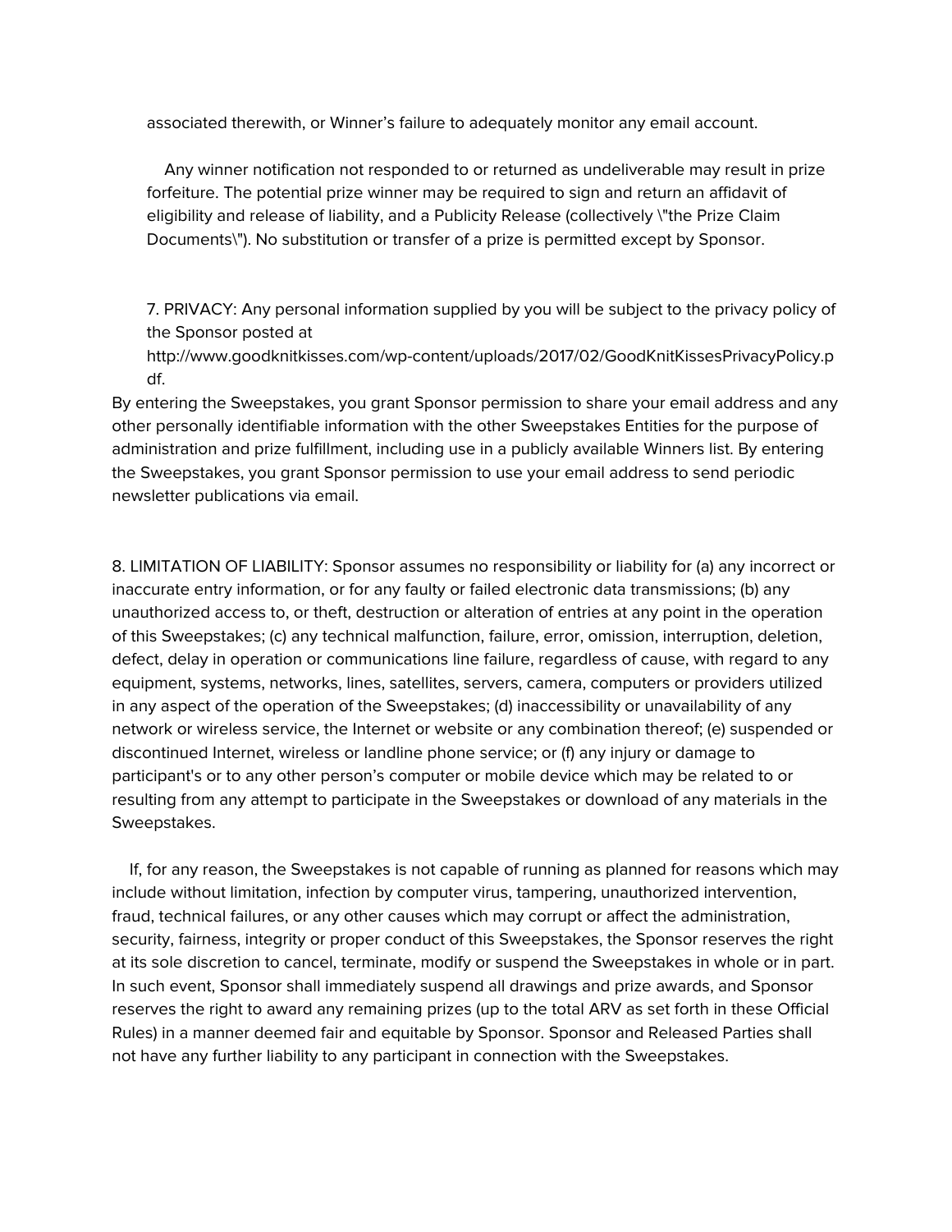associated therewith, or Winner's failure to adequately monitor any email account.

Any winner notification not responded to or returned as undeliverable may result in prize forfeiture. The potential prize winner may be required to sign and return an affidavit of eligibility and release of liability, and a Publicity Release (collectively \"the Prize Claim Documents\"). No substitution or transfer of a prize is permitted except by Sponsor.

7. PRIVACY: Any personal information supplied by you will be subject to the privacy policy of the Sponsor posted at http://www.goodknitkisses.com/wp-content/uploads/2017/02/GoodKnitKissesPrivacyPolicy.pdf.

By entering the Sweepstakes, you grant Sponsor permission to share your email address and any other personally identifiable information with the other Sweepstakes Entities for the purpose of administration and prize fulfillment, including use in a publicly available Winners list. By entering the Sweepstakes, you grant Sponsor permission to use your email address to send periodic newsletter publications via email.

8. LIMITATION OF LIABILITY: Sponsor assumes no responsibility or liability for (a) any incorrect or inaccurate entry information, or for any faulty or failed electronic data transmissions; (b) any unauthorized access to, or theft, destruction or alteration of entries at any point in the operation of this Sweepstakes; (c) any technical malfunction, failure, error, omission, interruption, deletion, defect, delay in operation or communications line failure, regardless of cause, with regard to any equipment, systems, networks, lines, satellites, servers, camera, computers or providers utilized in any aspect of the operation of the Sweepstakes; (d) inaccessibility or unavailability of any network or wireless service, the Internet or website or any combination thereof; (e) suspended or discontinued Internet, wireless or landline phone service; or (f) any injury or damage to participant's or to any other person's computer or mobile device which may be related to or resulting from any attempt to participate in the Sweepstakes or download of any materials in the Sweepstakes.

If, for any reason, the Sweepstakes is not capable of running as planned for reasons which may include without limitation, infection by computer virus, tampering, unauthorized intervention, fraud, technical failures, or any other causes which may corrupt or affect the administration, security, fairness, integrity or proper conduct of this Sweepstakes, the Sponsor reserves the right at its sole discretion to cancel, terminate, modify or suspend the Sweepstakes in whole or in part. In such event, Sponsor shall immediately suspend all drawings and prize awards, and Sponsor reserves the right to award any remaining prizes (up to the total ARV as set forth in these Official Rules) in a manner deemed fair and equitable by Sponsor. Sponsor and Released Parties shall not have any further liability to any participant in connection with the Sweepstakes.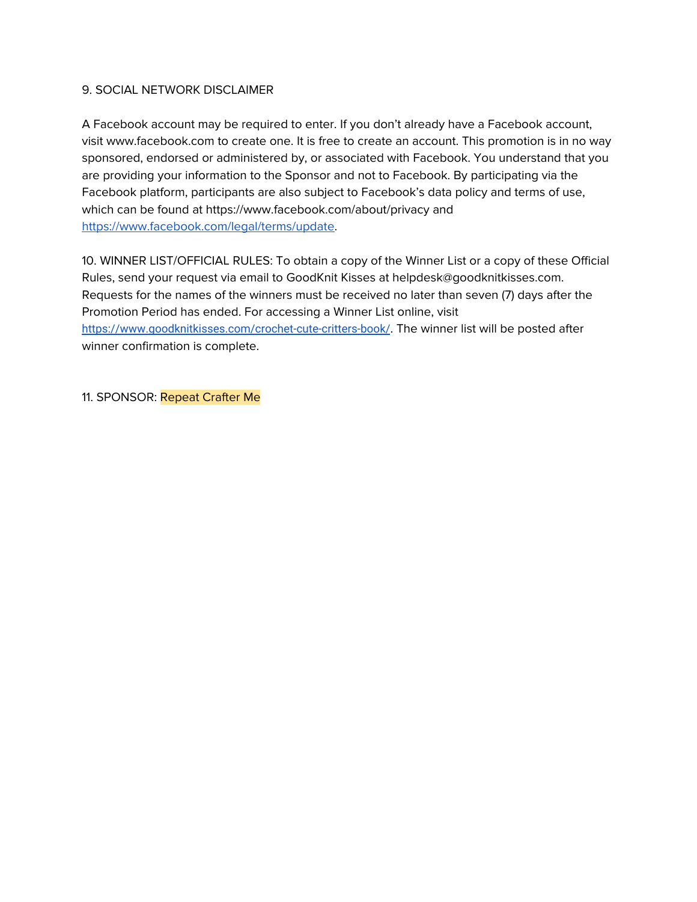9. SOCIAL NETWORK DISCLAIMER

A Facebook account may be required to enter. If you don't already have a Facebook account, visit www.facebook.com to create one. It is free to create an account. This promotion is in no way sponsored, endorsed or administered by, or associated with Facebook. You understand that you are providing your information to the Sponsor and not to Facebook. By participating via the Facebook platform, participants are also subject to Facebook's data policy and terms of use, which can be found at https://www.facebook.com/about/privacy and https://www.facebook.com/legal/terms/update.

10. WINNER LIST/OFFICIAL RULES: To obtain a copy of the Winner List or a copy of these Official Rules, send your request via email to GoodKnit Kisses at helpdesk@goodknitkisses.com. Requests for the names of the winners must be received no later than seven (7) days after the Promotion Period has ended. For accessing a Winner List online, visit https://www.goodknitkisses.com/crochet-cute-critters-book/. The winner list will be posted after winner confirmation is complete.

11. SPONSOR: Repeat Crafter Me